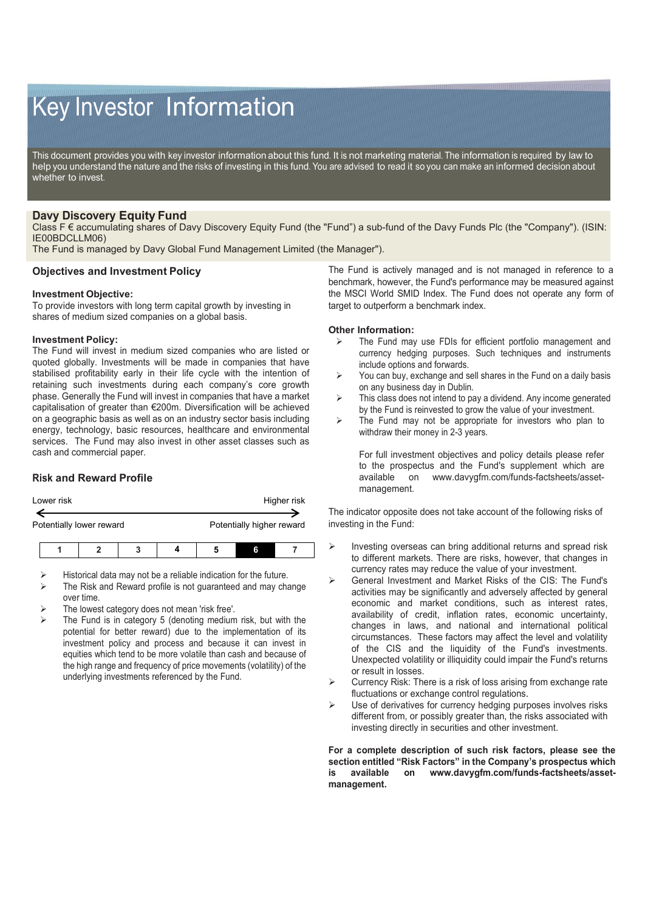# Key Investor Information

This document provides you with key investor information about this fund. It is not marketing material. The information is required by law to help you understand the nature and the risks of investing in this fund. You are advised to read it so you can make an informed decision about whether to invest.

## Davy Discovery Equity Fund

Class F € accumulating shares of Davy Discovery Equity Fund (the "Fund") a sub-fund of the Davy Funds Plc (the "Company"). (ISIN: IE00BDCLLM06)

The Fund is managed by Davy Global Fund Management Limited (the Manager").

### Objectives and Investment Policy

**Investment Objective:**

To provide investors with long term capital growth by investing in shares of medium sized companies on a global basis.

**Investment Policy:**

The Fund will invest in medium sized companies who are listed or quoted globally. Investments will be made in companies that have stabilised profitability early in their life cycle with the intention of retaining such investments during each company's core growth phase. Generally the Fund will invest in companies that have a market capitalisation of greater than €200m. Diversification will be achieved on a geographic basis as well as on an industry sector basis including energy, technology, basic resources, healthcare and environmental services. The Fund may also invest in other asset classes such as cash and commercial paper.

The Fund is actively managed and is not managed in reference to a benchmark, however, the Fund's performance may be measured against the MSCI World SMID Index. The Fund does not operate any form of target to outperform a benchmark index.

**Other Information:**

- The Fund may use FDIs for efficient portfolio management and currency hedging purposes. Such techniques and instruments include options and forwards.
- You can buy, exchange and sell shares in the Fund on a daily basis on any business day in Dublin.
- This class does not intend to pay a dividend. Any income generated by the Fund is reinvested to grow the value of your investment.
- The Fund may not be appropriate for investors who plan to withdraw their money in 2-3 years.

For full investment objectives and policy details please refer to the prospectus and the Fund's supplement which are available on www.davygfm.com/funds-factsheets/asset-management.

### Risk and Reward Profile

Lower risk — Higher risk

Potentially lower reward — Potentially higher reward

| 1 | 2 | 3 | 4 | 5 | **6** | 7 |
|---|---|---|---|---|---|---|

- Historical data may not be a reliable indication for the future.
- The Risk and Reward profile is not guaranteed and may change over time.
- The lowest category does not mean 'risk free'.
- The Fund is in category 5 (denoting medium risk, but with the potential for better reward) due to the implementation of its investment policy and process and because it can invest in equities which tend to be more volatile than cash and because of the high range and frequency of price movements (volatility) of the underlying investments referenced by the Fund.

The indicator opposite does not take account of the following risks of investing in the Fund:

- Investing overseas can bring additional returns and spread risk to different markets. There are risks, however, that changes in currency rates may reduce the value of your investment.
- General Investment and Market Risks of the CIS: The Fund's activities may be significantly and adversely affected by general economic and market conditions, such as interest rates, availability of credit, inflation rates, economic uncertainty, changes in laws, and national and international political circumstances. These factors may affect the level and volatility of the CIS and the liquidity of the Fund's investments. Unexpected volatility or illiquidity could impair the Fund's returns or result in losses.
- Currency Risk: There is a risk of loss arising from exchange rate fluctuations or exchange control regulations.
- Use of derivatives for currency hedging purposes involves risks different from, or possibly greater than, the risks associated with investing directly in securities and other investment.

**For a complete description of such risk factors, please see the section entitled "Risk Factors" in the Company's prospectus which is available on www.davygfm.com/funds-factsheets/asset-management.**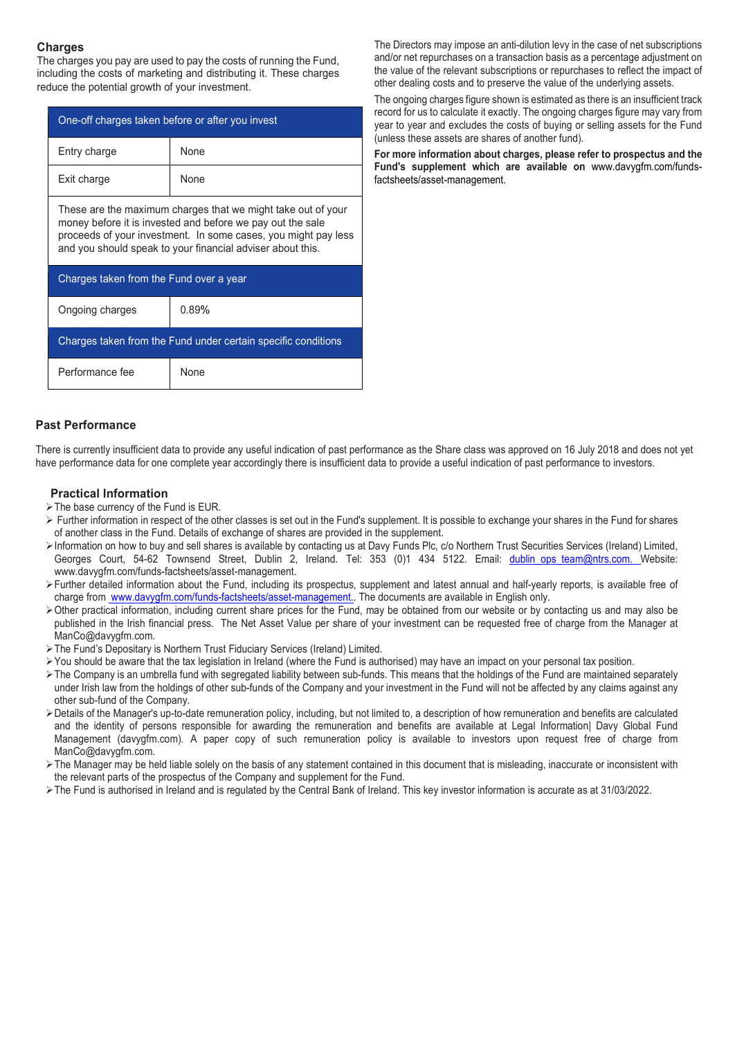## Charges

The charges you pay are used to pay the costs of running the Fund, including the costs of marketing and distributing it. These charges reduce the potential growth of your investment.

| One-off charges taken before or after you invest | |
|---|---|
| Entry charge | None |
| Exit charge | None |
| These are the maximum charges that we might take out of your money before it is invested and before we pay out the sale proceeds of your investment. In some cases, you might pay less and you should speak to your financial adviser about this. | |
| **Charges taken from the Fund over a year** | |
| Ongoing charges | 0.89% |
| **Charges taken from the Fund under certain specific conditions** | |
| Performance fee | None |

The Directors may impose an anti-dilution levy in the case of net subscriptions and/or net repurchases on a transaction basis as a percentage adjustment on the value of the relevant subscriptions or repurchases to reflect the impact of other dealing costs and to preserve the value of the underlying assets.

The ongoing charges figure shown is estimated as there is an insufficient track record for us to calculate it exactly. The ongoing charges figure may vary from year to year and excludes the costs of buying or selling assets for the Fund (unless these assets are shares of another fund).

**For more information about charges, please refer to prospectus and the Fund's supplement which are available on** www.davygfm.com/funds-factsheets/asset-management.

## Past Performance

There is currently insufficient data to provide any useful indication of past performance as the Share class was approved on 16 July 2018 and does not yet have performance data for one complete year accordingly there is insufficient data to provide a useful indication of past performance to investors.

## Practical Information

- The base currency of the Fund is EUR.
- Further information in respect of the other classes is set out in the Fund's supplement. It is possible to exchange your shares in the Fund for shares of another class in the Fund. Details of exchange of shares are provided in the supplement.
- Information on how to buy and sell shares is available by contacting us at Davy Funds Plc, c/o Northern Trust Securities Services (Ireland) Limited, Georges Court, 54-62 Townsend Street, Dublin 2, Ireland. Tel: 353 (0)1 434 5122. Email: dublin ops team@ntrs.com. Website: www.davygfm.com/funds-factsheets/asset-management.
- Further detailed information about the Fund, including its prospectus, supplement and latest annual and half-yearly reports, is available free of charge from www.davygfm.com/funds-factsheets/asset-management.. The documents are available in English only.
- Other practical information, including current share prices for the Fund, may be obtained from our website or by contacting us and may also be published in the Irish financial press. The Net Asset Value per share of your investment can be requested free of charge from the Manager at ManCo@davygfm.com.
- The Fund's Depositary is Northern Trust Fiduciary Services (Ireland) Limited.
- You should be aware that the tax legislation in Ireland (where the Fund is authorised) may have an impact on your personal tax position.
- The Company is an umbrella fund with segregated liability between sub-funds. This means that the holdings of the Fund are maintained separately under Irish law from the holdings of other sub-funds of the Company and your investment in the Fund will not be affected by any claims against any other sub-fund of the Company.
- Details of the Manager's up-to-date remuneration policy, including, but not limited to, a description of how remuneration and benefits are calculated and the identity of persons responsible for awarding the remuneration and benefits are available at Legal Information| Davy Global Fund Management (davygfm.com). A paper copy of such remuneration policy is available to investors upon request free of charge from ManCo@davygfm.com.
- The Manager may be held liable solely on the basis of any statement contained in this document that is misleading, inaccurate or inconsistent with the relevant parts of the prospectus of the Company and supplement for the Fund.
- The Fund is authorised in Ireland and is regulated by the Central Bank of Ireland. This key investor information is accurate as at 31/03/2022.